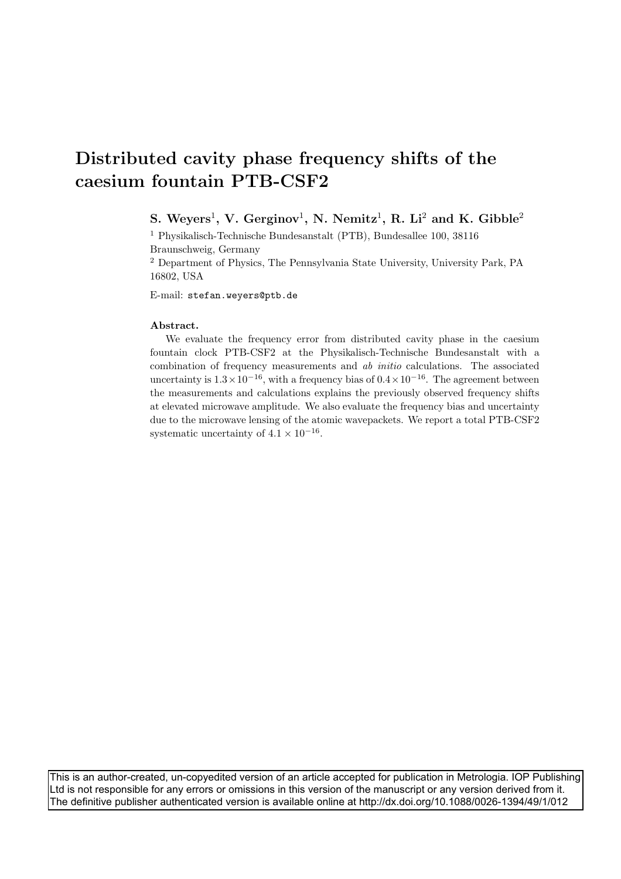# Distributed cavity phase frequency shifts of the caesium fountain PTB-CSF2

**S. Weyers[1], V. Gerginov[1], N. Nemitz[1], R. Li[2] and K. Gibble[2]**

[1] Physikalisch-Technische Bundesanstalt (PTB), Bundesallee 100, 38116 Braunschweig, Germany

[2] Department of Physics, The Pennsylvania State University, University Park, PA 16802, USA

E-mail: stefan.weyers@ptb.de

**Abstract.**

We evaluate the frequency error from distributed cavity phase in the caesium fountain clock PTB-CSF2 at the Physikalisch-Technische Bundesanstalt with a combination of frequency measurements and *ab initio* calculations. The associated uncertainty is $1.3 \times 10^{-16}$, with a frequency bias of $0.4 \times 10^{-16}$. The agreement between the measurements and calculations explains the previously observed frequency shifts at elevated microwave amplitude. We also evaluate the frequency bias and uncertainty due to the microwave lensing of the atomic wavepackets. We report a total PTB-CSF2 systematic uncertainty of $4.1 \times 10^{-16}$.

This is an author-created, un-copyedited version of an article accepted for publication in Metrologia. IOP Publishing Ltd is not responsible for any errors or omissions in this version of the manuscript or any version derived from it. The definitive publisher authenticated version is available online at http://dx.doi.org/10.1088/0026-1394/49/1/012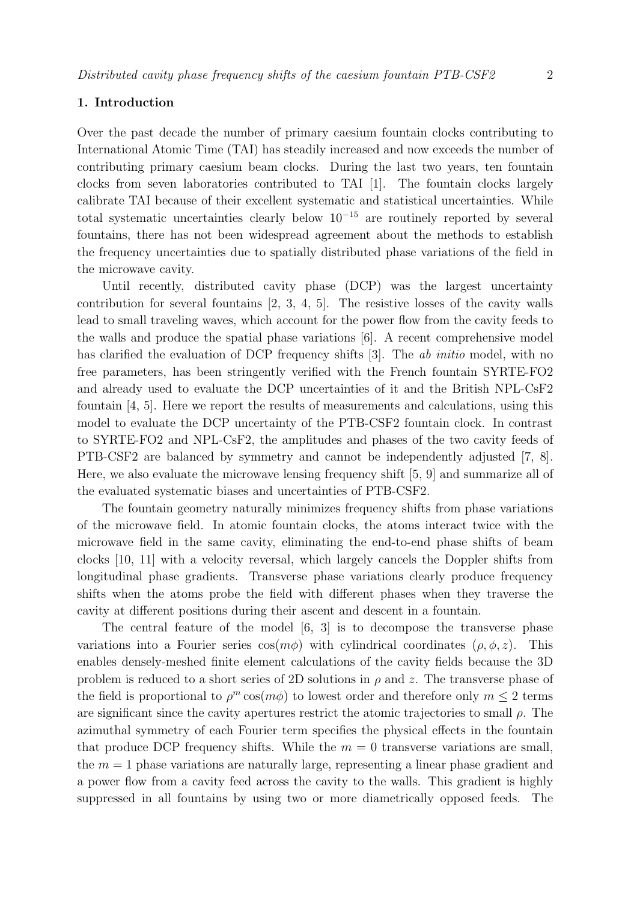## 1. Introduction

Over the past decade the number of primary caesium fountain clocks contributing to International Atomic Time (TAI) has steadily increased and now exceeds the number of contributing primary caesium beam clocks. During the last two years, ten fountain clocks from seven laboratories contributed to TAI [1]. The fountain clocks largely calibrate TAI because of their excellent systematic and statistical uncertainties. While total systematic uncertainties clearly below $10^{-15}$ are routinely reported by several fountains, there has not been widespread agreement about the methods to establish the frequency uncertainties due to spatially distributed phase variations of the field in the microwave cavity.

Until recently, distributed cavity phase (DCP) was the largest uncertainty contribution for several fountains [2, 3, 4, 5]. The resistive losses of the cavity walls lead to small traveling waves, which account for the power flow from the cavity feeds to the walls and produce the spatial phase variations [6]. A recent comprehensive model has clarified the evaluation of DCP frequency shifts [3]. The *ab initio* model, with no free parameters, has been stringently verified with the French fountain SYRTE-FO2 and already used to evaluate the DCP uncertainties of it and the British NPL-CsF2 fountain [4, 5]. Here we report the results of measurements and calculations, using this model to evaluate the DCP uncertainty of the PTB-CSF2 fountain clock. In contrast to SYRTE-FO2 and NPL-CsF2, the amplitudes and phases of the two cavity feeds of PTB-CSF2 are balanced by symmetry and cannot be independently adjusted [7, 8]. Here, we also evaluate the microwave lensing frequency shift [5, 9] and summarize all of the evaluated systematic biases and uncertainties of PTB-CSF2.

The fountain geometry naturally minimizes frequency shifts from phase variations of the microwave field. In atomic fountain clocks, the atoms interact twice with the microwave field in the same cavity, eliminating the end-to-end phase shifts of beam clocks [10, 11] with a velocity reversal, which largely cancels the Doppler shifts from longitudinal phase gradients. Transverse phase variations clearly produce frequency shifts when the atoms probe the field with different phases when they traverse the cavity at different positions during their ascent and descent in a fountain.

The central feature of the model [6, 3] is to decompose the transverse phase variations into a Fourier series $\cos(m\phi)$ with cylindrical coordinates $(\rho, \phi, z)$. This enables densely-meshed finite element calculations of the cavity fields because the 3D problem is reduced to a short series of 2D solutions in $\rho$ and $z$. The transverse phase of the field is proportional to $\rho^m \cos(m\phi)$ to lowest order and therefore only $m \leq 2$ terms are significant since the cavity apertures restrict the atomic trajectories to small $\rho$. The azimuthal symmetry of each Fourier term specifies the physical effects in the fountain that produce DCP frequency shifts. While the $m = 0$ transverse variations are small, the $m = 1$ phase variations are naturally large, representing a linear phase gradient and a power flow from a cavity feed across the cavity to the walls. This gradient is highly suppressed in all fountains by using two or more diametrically opposed feeds. The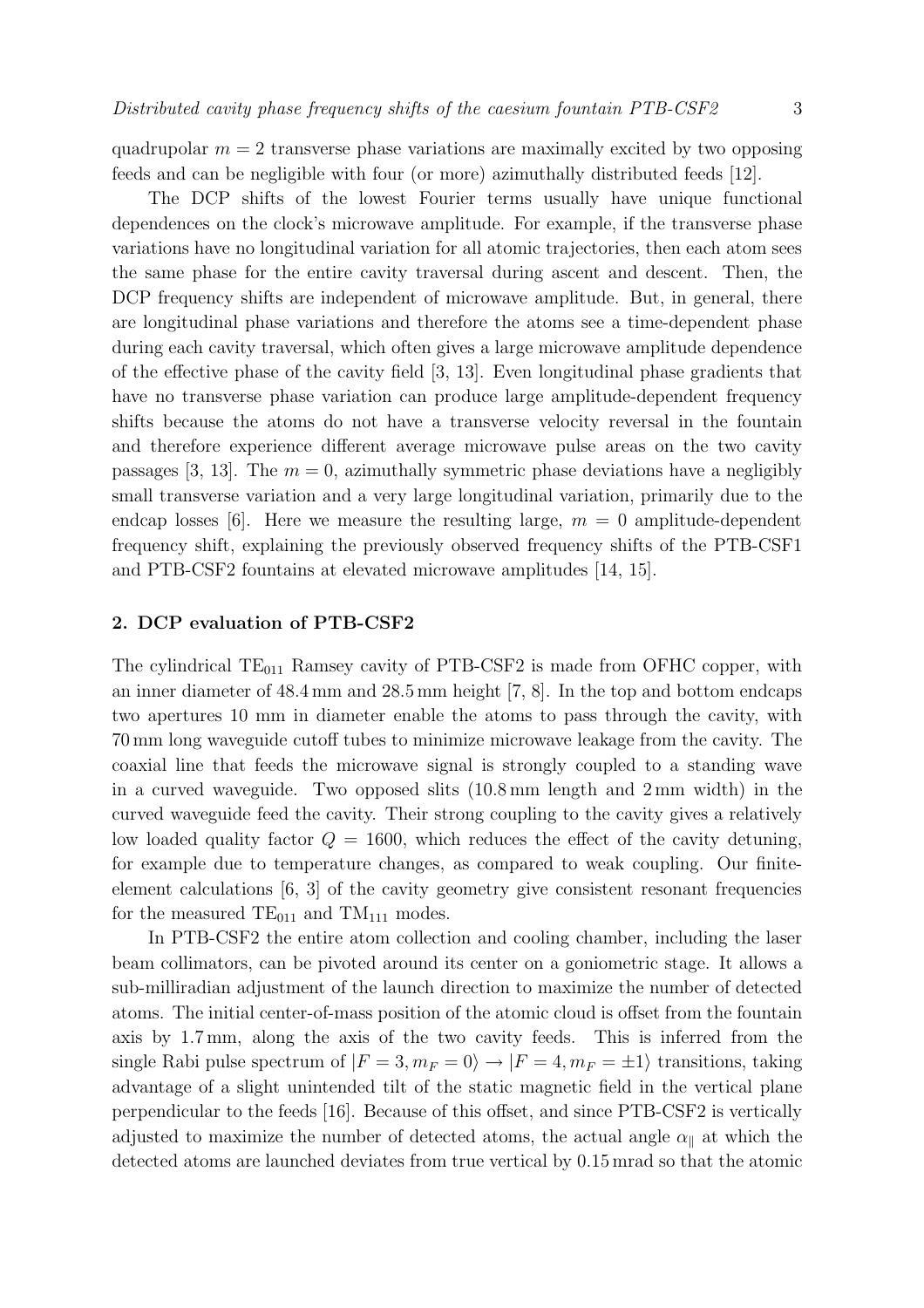quadrupolar $m = 2$ transverse phase variations are maximally excited by two opposing feeds and can be negligible with four (or more) azimuthally distributed feeds [12].

The DCP shifts of the lowest Fourier terms usually have unique functional dependences on the clock's microwave amplitude. For example, if the transverse phase variations have no longitudinal variation for all atomic trajectories, then each atom sees the same phase for the entire cavity traversal during ascent and descent. Then, the DCP frequency shifts are independent of microwave amplitude. But, in general, there are longitudinal phase variations and therefore the atoms see a time-dependent phase during each cavity traversal, which often gives a large microwave amplitude dependence of the effective phase of the cavity field [3, 13]. Even longitudinal phase gradients that have no transverse phase variation can produce large amplitude-dependent frequency shifts because the atoms do not have a transverse velocity reversal in the fountain and therefore experience different average microwave pulse areas on the two cavity passages [3, 13]. The $m = 0$, azimuthally symmetric phase deviations have a negligibly small transverse variation and a very large longitudinal variation, primarily due to the endcap losses [6]. Here we measure the resulting large, $m = 0$ amplitude-dependent frequency shift, explaining the previously observed frequency shifts of the PTB-CSF1 and PTB-CSF2 fountains at elevated microwave amplitudes [14, 15].

## 2. DCP evaluation of PTB-CSF2

The cylindrical $TE_{011}$ Ramsey cavity of PTB-CSF2 is made from OFHC copper, with an inner diameter of 48.4 mm and 28.5 mm height [7, 8]. In the top and bottom endcaps two apertures 10 mm in diameter enable the atoms to pass through the cavity, with 70 mm long waveguide cutoff tubes to minimize microwave leakage from the cavity. The coaxial line that feeds the microwave signal is strongly coupled to a standing wave in a curved waveguide. Two opposed slits (10.8 mm length and 2 mm width) in the curved waveguide feed the cavity. Their strong coupling to the cavity gives a relatively low loaded quality factor $Q = 1600$, which reduces the effect of the cavity detuning, for example due to temperature changes, as compared to weak coupling. Our finite-element calculations [6, 3] of the cavity geometry give consistent resonant frequencies for the measured $TE_{011}$ and $TM_{111}$ modes.

In PTB-CSF2 the entire atom collection and cooling chamber, including the laser beam collimators, can be pivoted around its center on a goniometric stage. It allows a sub-milliradian adjustment of the launch direction to maximize the number of detected atoms. The initial center-of-mass position of the atomic cloud is offset from the fountain axis by 1.7 mm, along the axis of the two cavity feeds. This is inferred from the single Rabi pulse spectrum of $|F = 3, m_F = 0\rangle \rightarrow |F = 4, m_F = \pm 1\rangle$ transitions, taking advantage of a slight unintended tilt of the static magnetic field in the vertical plane perpendicular to the feeds [16]. Because of this offset, and since PTB-CSF2 is vertically adjusted to maximize the number of detected atoms, the actual angle $\alpha_{\parallel}$ at which the detected atoms are launched deviates from true vertical by 0.15 mrad so that the atomic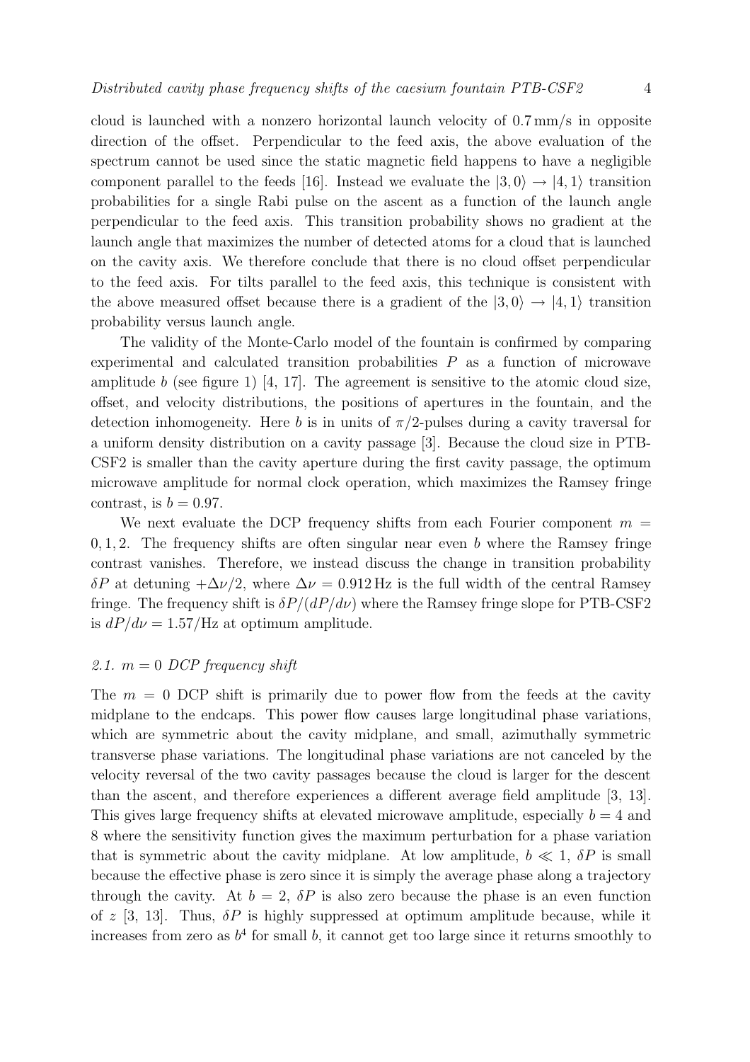cloud is launched with a nonzero horizontal launch velocity of 0.7 mm/s in opposite direction of the offset. Perpendicular to the feed axis, the above evaluation of the spectrum cannot be used since the static magnetic field happens to have a negligible component parallel to the feeds [16]. Instead we evaluate the $|3,0\rangle \rightarrow |4,1\rangle$ transition probabilities for a single Rabi pulse on the ascent as a function of the launch angle perpendicular to the feed axis. This transition probability shows no gradient at the launch angle that maximizes the number of detected atoms for a cloud that is launched on the cavity axis. We therefore conclude that there is no cloud offset perpendicular to the feed axis. For tilts parallel to the feed axis, this technique is consistent with the above measured offset because there is a gradient of the $|3,0\rangle \rightarrow |4,1\rangle$ transition probability versus launch angle.

The validity of the Monte-Carlo model of the fountain is confirmed by comparing experimental and calculated transition probabilities $P$ as a function of microwave amplitude $b$ (see figure 1) [4, 17]. The agreement is sensitive to the atomic cloud size, offset, and velocity distributions, the positions of apertures in the fountain, and the detection inhomogeneity. Here $b$ is in units of $\pi/2$-pulses during a cavity traversal for a uniform density distribution on a cavity passage [3]. Because the cloud size in PTB-CSF2 is smaller than the cavity aperture during the first cavity passage, the optimum microwave amplitude for normal clock operation, which maximizes the Ramsey fringe contrast, is $b = 0.97$.

We next evaluate the DCP frequency shifts from each Fourier component $m = 0, 1, 2$. The frequency shifts are often singular near even $b$ where the Ramsey fringe contrast vanishes. Therefore, we instead discuss the change in transition probability $\delta P$ at detuning $+\Delta\nu/2$, where $\Delta\nu = 0.912\,\text{Hz}$ is the full width of the central Ramsey fringe. The frequency shift is $\delta P/(dP/d\nu)$ where the Ramsey fringe slope for PTB-CSF2 is $dP/d\nu = 1.57/\text{Hz}$ at optimum amplitude.

### 2.1. $m = 0$ DCP frequency shift

The $m = 0$ DCP shift is primarily due to power flow from the feeds at the cavity midplane to the endcaps. This power flow causes large longitudinal phase variations, which are symmetric about the cavity midplane, and small, azimuthally symmetric transverse phase variations. The longitudinal phase variations are not canceled by the velocity reversal of the two cavity passages because the cloud is larger for the descent than the ascent, and therefore experiences a different average field amplitude [3, 13]. This gives large frequency shifts at elevated microwave amplitude, especially $b = 4$ and 8 where the sensitivity function gives the maximum perturbation for a phase variation that is symmetric about the cavity midplane. At low amplitude, $b \ll 1$, $\delta P$ is small because the effective phase is zero since it is simply the average phase along a trajectory through the cavity. At $b = 2$, $\delta P$ is also zero because the phase is an even function of $z$ [3, 13]. Thus, $\delta P$ is highly suppressed at optimum amplitude because, while it increases from zero as $b^4$ for small $b$, it cannot get too large since it returns smoothly to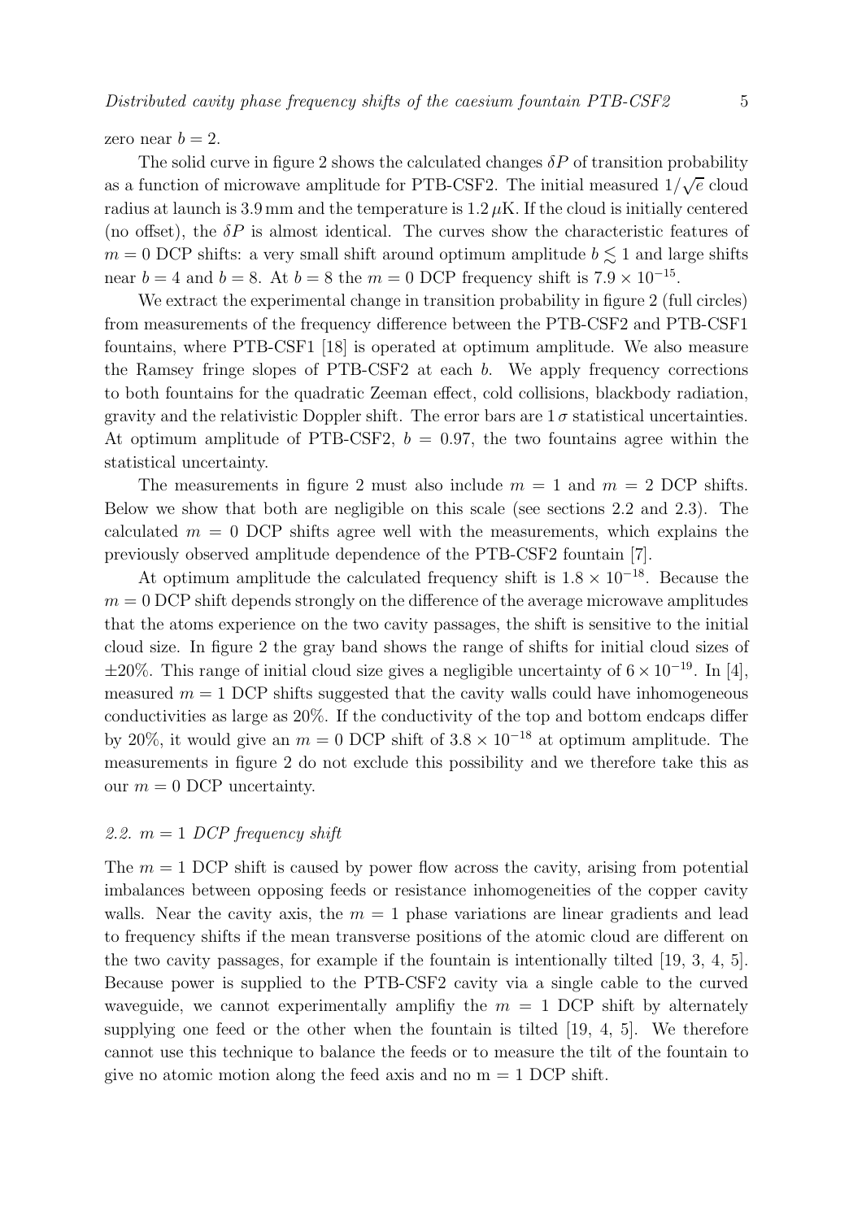zero near $b = 2$.

The solid curve in figure 2 shows the calculated changes $\delta P$ of transition probability as a function of microwave amplitude for PTB-CSF2. The initial measured $1/\sqrt{e}$ cloud radius at launch is 3.9 mm and the temperature is $1.2\,\mu$K. If the cloud is initially centered (no offset), the $\delta P$ is almost identical. The curves show the characteristic features of $m = 0$ DCP shifts: a very small shift around optimum amplitude $b \lesssim 1$ and large shifts near $b = 4$ and $b = 8$. At $b = 8$ the $m = 0$ DCP frequency shift is $7.9 \times 10^{-15}$.

We extract the experimental change in transition probability in figure 2 (full circles) from measurements of the frequency difference between the PTB-CSF2 and PTB-CSF1 fountains, where PTB-CSF1 [18] is operated at optimum amplitude. We also measure the Ramsey fringe slopes of PTB-CSF2 at each $b$. We apply frequency corrections to both fountains for the quadratic Zeeman effect, cold collisions, blackbody radiation, gravity and the relativistic Doppler shift. The error bars are $1\,\sigma$ statistical uncertainties. At optimum amplitude of PTB-CSF2, $b = 0.97$, the two fountains agree within the statistical uncertainty.

The measurements in figure 2 must also include $m = 1$ and $m = 2$ DCP shifts. Below we show that both are negligible on this scale (see sections 2.2 and 2.3). The calculated $m = 0$ DCP shifts agree well with the measurements, which explains the previously observed amplitude dependence of the PTB-CSF2 fountain [7].

At optimum amplitude the calculated frequency shift is $1.8 \times 10^{-18}$. Because the $m = 0$ DCP shift depends strongly on the difference of the average microwave amplitudes that the atoms experience on the two cavity passages, the shift is sensitive to the initial cloud size. In figure 2 the gray band shows the range of shifts for initial cloud sizes of $\pm 20\%$. This range of initial cloud size gives a negligible uncertainty of $6 \times 10^{-19}$. In [4], measured $m = 1$ DCP shifts suggested that the cavity walls could have inhomogeneous conductivities as large as 20%. If the conductivity of the top and bottom endcaps differ by 20%, it would give an $m = 0$ DCP shift of $3.8 \times 10^{-18}$ at optimum amplitude. The measurements in figure 2 do not exclude this possibility and we therefore take this as our $m = 0$ DCP uncertainty.

### *2.2. $m = 1$ DCP frequency shift*

The $m = 1$ DCP shift is caused by power flow across the cavity, arising from potential imbalances between opposing feeds or resistance inhomogeneities of the copper cavity walls. Near the cavity axis, the $m = 1$ phase variations are linear gradients and lead to frequency shifts if the mean transverse positions of the atomic cloud are different on the two cavity passages, for example if the fountain is intentionally tilted [19, 3, 4, 5]. Because power is supplied to the PTB-CSF2 cavity via a single cable to the curved waveguide, we cannot experimentally amplifiy the $m = 1$ DCP shift by alternately supplying one feed or the other when the fountain is tilted [19, 4, 5]. We therefore cannot use this technique to balance the feeds or to measure the tilt of the fountain to give no atomic motion along the feed axis and no m = 1 DCP shift.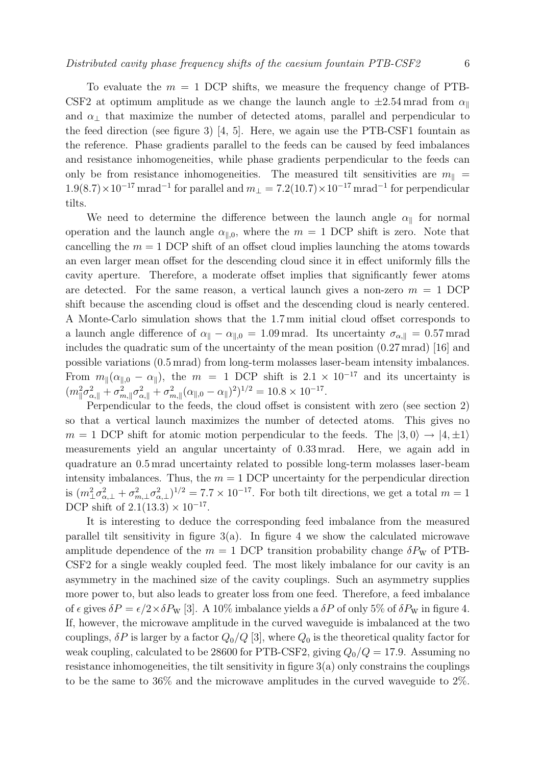To evaluate the $m = 1$ DCP shifts, we measure the frequency change of PTB-CSF2 at optimum amplitude as we change the launch angle to $\pm 2.54$ mrad from $\alpha_{\parallel}$ and $\alpha_{\perp}$ that maximize the number of detected atoms, parallel and perpendicular to the feed direction (see figure 3) [4, 5]. Here, we again use the PTB-CSF1 fountain as the reference. Phase gradients parallel to the feeds can be caused by feed imbalances and resistance inhomogeneities, while phase gradients perpendicular to the feeds can only be from resistance inhomogeneities. The measured tilt sensitivities are $m_{\parallel} = 1.9(8.7) \times 10^{-17}\,\mathrm{mrad}^{-1}$ for parallel and $m_{\perp} = 7.2(10.7) \times 10^{-17}\,\mathrm{mrad}^{-1}$ for perpendicular tilts.

We need to determine the difference between the launch angle $\alpha_{\parallel}$ for normal operation and the launch angle $\alpha_{\parallel,0}$, where the $m = 1$ DCP shift is zero. Note that cancelling the $m = 1$ DCP shift of an offset cloud implies launching the atoms towards an even larger mean offset for the descending cloud since it in effect uniformly fills the cavity aperture. Therefore, a moderate offset implies that significantly fewer atoms are detected. For the same reason, a vertical launch gives a non-zero $m = 1$ DCP shift because the ascending cloud is offset and the descending cloud is nearly centered. A Monte-Carlo simulation shows that the 1.7 mm initial cloud offset corresponds to a launch angle difference of $\alpha_{\parallel} - \alpha_{\parallel,0} = 1.09$ mrad. Its uncertainty $\sigma_{\alpha,\parallel} = 0.57$ mrad includes the quadratic sum of the uncertainty of the mean position (0.27 mrad) [16] and possible variations (0.5 mrad) from long-term molasses laser-beam intensity imbalances. From $m_{\parallel}(\alpha_{\parallel,0} - \alpha_{\parallel})$, the $m = 1$ DCP shift is $2.1 \times 10^{-17}$ and its uncertainty is $(m_{\parallel}^2 \sigma_{\alpha,\parallel}^2 + \sigma_{m,\parallel}^2 \sigma_{\alpha,\parallel}^2 + \sigma_{m,\parallel}^2 (\alpha_{\parallel,0} - \alpha_{\parallel})^2)^{1/2} = 10.8 \times 10^{-17}$.

Perpendicular to the feeds, the cloud offset is consistent with zero (see section 2) so that a vertical launch maximizes the number of detected atoms. This gives no $m = 1$ DCP shift for atomic motion perpendicular to the feeds. The $|3, 0\rangle \rightarrow |4, \pm 1\rangle$ measurements yield an angular uncertainty of 0.33 mrad. Here, we again add in quadrature an 0.5 mrad uncertainty related to possible long-term molasses laser-beam intensity imbalances. Thus, the $m = 1$ DCP uncertainty for the perpendicular direction is $(m_{\perp}^2 \sigma_{\alpha,\perp}^2 + \sigma_{m,\perp}^2 \sigma_{\alpha,\perp}^2)^{1/2} = 7.7 \times 10^{-17}$. For both tilt directions, we get a total $m = 1$ DCP shift of $2.1(13.3) \times 10^{-17}$.

It is interesting to deduce the corresponding feed imbalance from the measured parallel tilt sensitivity in figure 3(a). In figure 4 we show the calculated microwave amplitude dependence of the $m = 1$ DCP transition probability change $\delta P_{\mathrm{W}}$ of PTB-CSF2 for a single weakly coupled feed. The most likely imbalance for our cavity is an asymmetry in the machined size of the cavity couplings. Such an asymmetry supplies more power to, but also leads to greater loss from one feed. Therefore, a feed imbalance of $\epsilon$ gives $\delta P = \epsilon/2 \times \delta P_{\mathrm{W}}$ [3]. A 10% imbalance yields a $\delta P$ of only 5% of $\delta P_{\mathrm{W}}$ in figure 4. If, however, the microwave amplitude in the curved waveguide is imbalanced at the two couplings, $\delta P$ is larger by a factor $Q_0/Q$ [3], where $Q_0$ is the theoretical quality factor for weak coupling, calculated to be 28600 for PTB-CSF2, giving $Q_0/Q = 17.9$. Assuming no resistance inhomogeneities, the tilt sensitivity in figure 3(a) only constrains the couplings to be the same to 36% and the microwave amplitudes in the curved waveguide to 2%.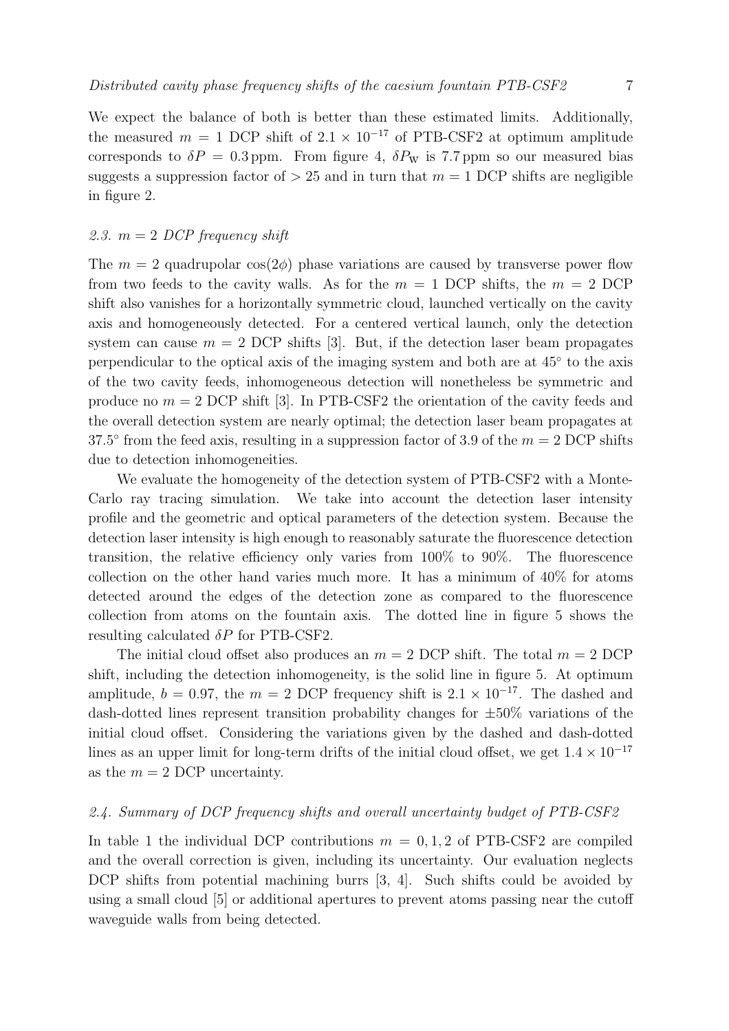We expect the balance of both is better than these estimated limits. Additionally, the measured $m = 1$ DCP shift of $2.1 \times 10^{-17}$ of PTB-CSF2 at optimum amplitude corresponds to $\delta P = 0.3\,\text{ppm}$. From figure 4, $\delta P_{\text{W}}$ is 7.7 ppm so our measured bias suggests a suppression factor of $> 25$ and in turn that $m = 1$ DCP shifts are negligible in figure 2.

### *2.3. $m = 2$ DCP frequency shift*

The $m = 2$ quadrupolar $\cos(2\phi)$ phase variations are caused by transverse power flow from two feeds to the cavity walls. As for the $m = 1$ DCP shifts, the $m = 2$ DCP shift also vanishes for a horizontally symmetric cloud, launched vertically on the cavity axis and homogeneously detected. For a centered vertical launch, only the detection system can cause $m = 2$ DCP shifts [3]. But, if the detection laser beam propagates perpendicular to the optical axis of the imaging system and both are at $45^{\circ}$ to the axis of the two cavity feeds, inhomogeneous detection will nonetheless be symmetric and produce no $m = 2$ DCP shift [3]. In PTB-CSF2 the orientation of the cavity feeds and the overall detection system are nearly optimal; the detection laser beam propagates at $37.5^{\circ}$ from the feed axis, resulting in a suppression factor of 3.9 of the $m = 2$ DCP shifts due to detection inhomogeneities.

We evaluate the homogeneity of the detection system of PTB-CSF2 with a Monte-Carlo ray tracing simulation. We take into account the detection laser intensity profile and the geometric and optical parameters of the detection system. Because the detection laser intensity is high enough to reasonably saturate the fluorescence detection transition, the relative efficiency only varies from 100% to 90%. The fluorescence collection on the other hand varies much more. It has a minimum of 40% for atoms detected around the edges of the detection zone as compared to the fluorescence collection from atoms on the fountain axis. The dotted line in figure 5 shows the resulting calculated $\delta P$ for PTB-CSF2.

The initial cloud offset also produces an $m = 2$ DCP shift. The total $m = 2$ DCP shift, including the detection inhomogeneity, is the solid line in figure 5. At optimum amplitude, $b = 0.97$, the $m = 2$ DCP frequency shift is $2.1 \times 10^{-17}$. The dashed and dash-dotted lines represent transition probability changes for $\pm 50\%$ variations of the initial cloud offset. Considering the variations given by the dashed and dash-dotted lines as an upper limit for long-term drifts of the initial cloud offset, we get $1.4 \times 10^{-17}$ as the $m = 2$ DCP uncertainty.

### *2.4. Summary of DCP frequency shifts and overall uncertainty budget of PTB-CSF2*

In table 1 the individual DCP contributions $m = 0, 1, 2$ of PTB-CSF2 are compiled and the overall correction is given, including its uncertainty. Our evaluation neglects DCP shifts from potential machining burrs [3, 4]. Such shifts could be avoided by using a small cloud [5] or additional apertures to prevent atoms passing near the cutoff waveguide walls from being detected.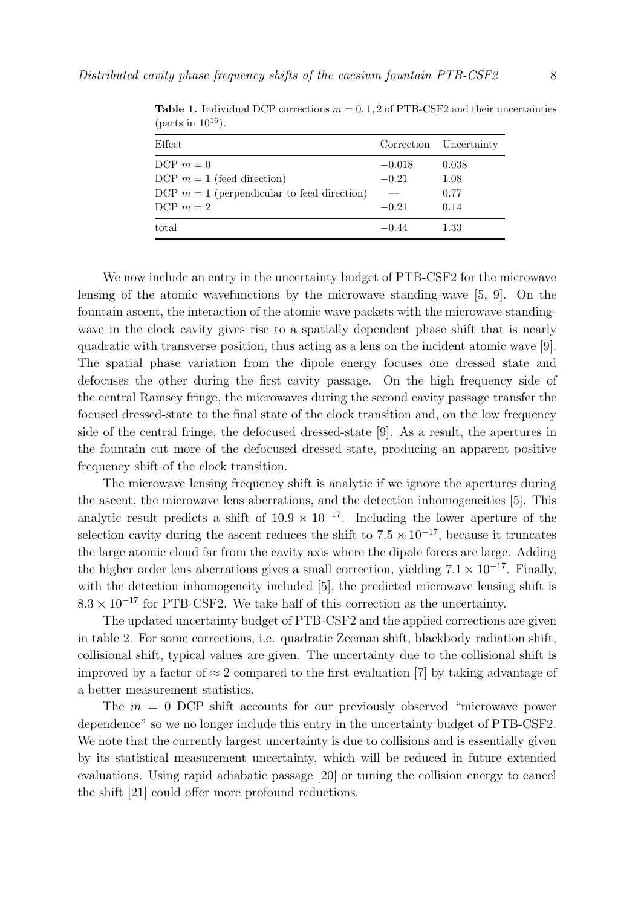**Table 1.** Individual DCP corrections $m = 0, 1, 2$ of PTB-CSF2 and their uncertainties (parts in $10^{16}$).

| Effect | Correction | Uncertainty |
|---|---|---|
| DCP $m = 0$ | $-0.018$ | 0.038 |
| DCP $m = 1$ (feed direction) | $-0.21$ | 1.08 |
| DCP $m = 1$ (perpendicular to feed direction) | — | 0.77 |
| DCP $m = 2$ | $-0.21$ | 0.14 |
| total | $-0.44$ | 1.33 |

We now include an entry in the uncertainty budget of PTB-CSF2 for the microwave lensing of the atomic wavefunctions by the microwave standing-wave [5, 9]. On the fountain ascent, the interaction of the atomic wave packets with the microwave standing-wave in the clock cavity gives rise to a spatially dependent phase shift that is nearly quadratic with transverse position, thus acting as a lens on the incident atomic wave [9]. The spatial phase variation from the dipole energy focuses one dressed state and defocuses the other during the first cavity passage. On the high frequency side of the central Ramsey fringe, the microwaves during the second cavity passage transfer the focused dressed-state to the final state of the clock transition and, on the low frequency side of the central fringe, the defocused dressed-state [9]. As a result, the apertures in the fountain cut more of the defocused dressed-state, producing an apparent positive frequency shift of the clock transition.

The microwave lensing frequency shift is analytic if we ignore the apertures during the ascent, the microwave lens aberrations, and the detection inhomogeneities [5]. This analytic result predicts a shift of $10.9 \times 10^{-17}$. Including the lower aperture of the selection cavity during the ascent reduces the shift to $7.5 \times 10^{-17}$, because it truncates the large atomic cloud far from the cavity axis where the dipole forces are large. Adding the higher order lens aberrations gives a small correction, yielding $7.1 \times 10^{-17}$. Finally, with the detection inhomogeneity included [5], the predicted microwave lensing shift is $8.3 \times 10^{-17}$ for PTB-CSF2. We take half of this correction as the uncertainty.

The updated uncertainty budget of PTB-CSF2 and the applied corrections are given in table 2. For some corrections, i.e. quadratic Zeeman shift, blackbody radiation shift, collisional shift, typical values are given. The uncertainty due to the collisional shift is improved by a factor of $\approx 2$ compared to the first evaluation [7] by taking advantage of a better measurement statistics.

The $m = 0$ DCP shift accounts for our previously observed "microwave power dependence" so we no longer include this entry in the uncertainty budget of PTB-CSF2. We note that the currently largest uncertainty is due to collisions and is essentially given by its statistical measurement uncertainty, which will be reduced in future extended evaluations. Using rapid adiabatic passage [20] or tuning the collision energy to cancel the shift [21] could offer more profound reductions.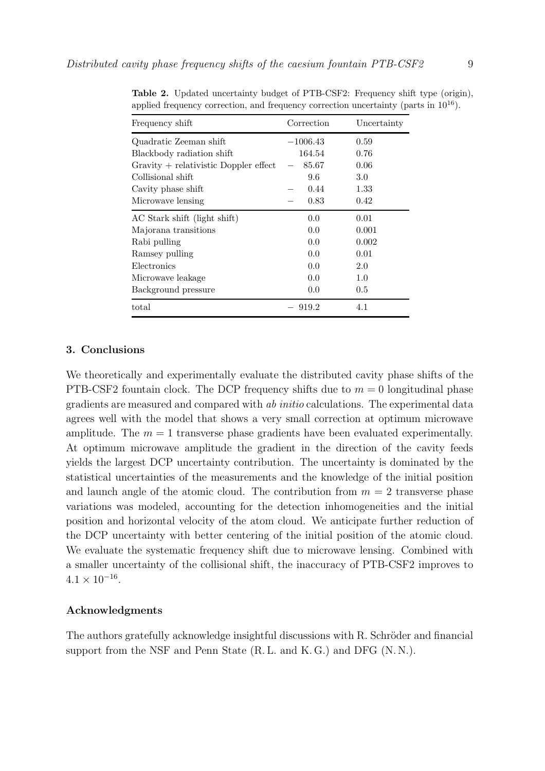**Table 2.** Updated uncertainty budget of PTB-CSF2: Frequency shift type (origin), applied frequency correction, and frequency correction uncertainty (parts in $10^{16}$).

| Frequency shift | Correction | Uncertainty |
|---|---|---|
| Quadratic Zeeman shift | $-1006.43$ | 0.59 |
| Blackbody radiation shift | 164.54 | 0.76 |
| Gravity + relativistic Doppler effect | $-$ 85.67 | 0.06 |
| Collisional shift | 9.6 | 3.0 |
| Cavity phase shift | $-$ 0.44 | 1.33 |
| Microwave lensing | $-$ 0.83 | 0.42 |
| AC Stark shift (light shift) | 0.0 | 0.01 |
| Majorana transitions | 0.0 | 0.001 |
| Rabi pulling | 0.0 | 0.002 |
| Ramsey pulling | 0.0 | 0.01 |
| Electronics | 0.0 | 2.0 |
| Microwave leakage | 0.0 | 1.0 |
| Background pressure | 0.0 | 0.5 |
| total | $-$ 919.2 | 4.1 |

## 3. Conclusions

We theoretically and experimentally evaluate the distributed cavity phase shifts of the PTB-CSF2 fountain clock. The DCP frequency shifts due to $m = 0$ longitudinal phase gradients are measured and compared with *ab initio* calculations. The experimental data agrees well with the model that shows a very small correction at optimum microwave amplitude. The $m = 1$ transverse phase gradients have been evaluated experimentally. At optimum microwave amplitude the gradient in the direction of the cavity feeds yields the largest DCP uncertainty contribution. The uncertainty is dominated by the statistical uncertainties of the measurements and the knowledge of the initial position and launch angle of the atomic cloud. The contribution from $m = 2$ transverse phase variations was modeled, accounting for the detection inhomogeneities and the initial position and horizontal velocity of the atom cloud. We anticipate further reduction of the DCP uncertainty with better centering of the initial position of the atomic cloud. We evaluate the systematic frequency shift due to microwave lensing. Combined with a smaller uncertainty of the collisional shift, the inaccuracy of PTB-CSF2 improves to $4.1 \times 10^{-16}$.

## Acknowledgments

The authors gratefully acknowledge insightful discussions with R. Schröder and financial support from the NSF and Penn State (R. L. and K. G.) and DFG (N. N.).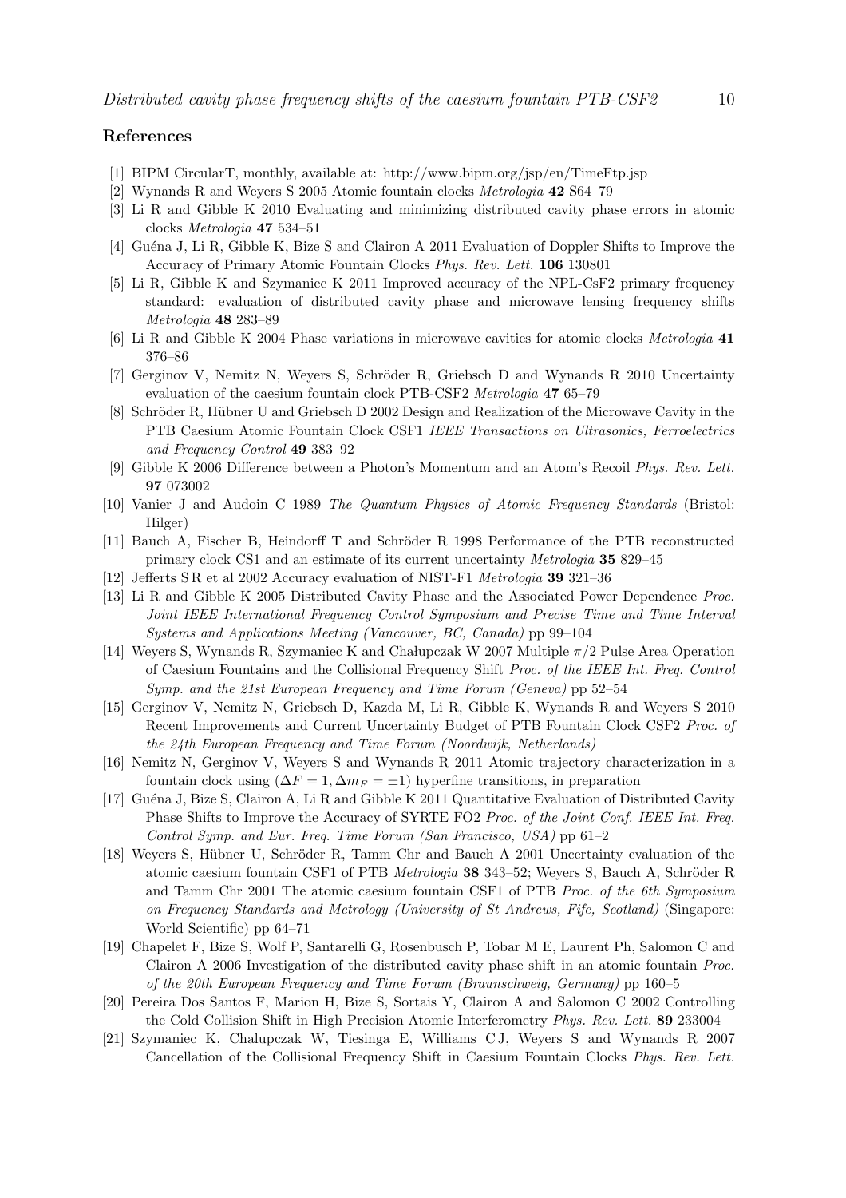## References

[1] BIPM CircularT, monthly, available at: http://www.bipm.org/jsp/en/TimeFtp.jsp

[2] Wynands R and Weyers S 2005 Atomic fountain clocks *Metrologia* **42** S64–79

[3] Li R and Gibble K 2010 Evaluating and minimizing distributed cavity phase errors in atomic clocks *Metrologia* **47** 534–51

[4] Guéna J, Li R, Gibble K, Bize S and Clairon A 2011 Evaluation of Doppler Shifts to Improve the Accuracy of Primary Atomic Fountain Clocks *Phys. Rev. Lett.* **106** 130801

[5] Li R, Gibble K and Szymaniec K 2011 Improved accuracy of the NPL-CsF2 primary frequency standard: evaluation of distributed cavity phase and microwave lensing frequency shifts *Metrologia* **48** 283–89

[6] Li R and Gibble K 2004 Phase variations in microwave cavities for atomic clocks *Metrologia* **41** 376–86

[7] Gerginov V, Nemitz N, Weyers S, Schröder R, Griebsch D and Wynands R 2010 Uncertainty evaluation of the caesium fountain clock PTB-CSF2 *Metrologia* **47** 65–79

[8] Schröder R, Hübner U and Griebsch D 2002 Design and Realization of the Microwave Cavity in the PTB Caesium Atomic Fountain Clock CSF1 *IEEE Transactions on Ultrasonics, Ferroelectrics and Frequency Control* **49** 383–92

[9] Gibble K 2006 Difference between a Photon's Momentum and an Atom's Recoil *Phys. Rev. Lett.* **97** 073002

[10] Vanier J and Audoin C 1989 *The Quantum Physics of Atomic Frequency Standards* (Bristol: Hilger)

[11] Bauch A, Fischer B, Heindorff T and Schröder R 1998 Performance of the PTB reconstructed primary clock CS1 and an estimate of its current uncertainty *Metrologia* **35** 829–45

[12] Jefferts S R et al 2002 Accuracy evaluation of NIST-F1 *Metrologia* **39** 321–36

[13] Li R and Gibble K 2005 Distributed Cavity Phase and the Associated Power Dependence *Proc. Joint IEEE International Frequency Control Symposium and Precise Time and Time Interval Systems and Applications Meeting (Vancouver, BC, Canada)* pp 99–104

[14] Weyers S, Wynands R, Szymaniec K and Chałupczak W 2007 Multiple $\pi/2$ Pulse Area Operation of Caesium Fountains and the Collisional Frequency Shift *Proc. of the IEEE Int. Freq. Control Symp. and the 21st European Frequency and Time Forum (Geneva)* pp 52–54

[15] Gerginov V, Nemitz N, Griebsch D, Kazda M, Li R, Gibble K, Wynands R and Weyers S 2010 Recent Improvements and Current Uncertainty Budget of PTB Fountain Clock CSF2 *Proc. of the 24th European Frequency and Time Forum (Noordwijk, Netherlands)*

[16] Nemitz N, Gerginov V, Weyers S and Wynands R 2011 Atomic trajectory characterization in a fountain clock using $(\Delta F = 1, \Delta m_F = \pm 1)$ hyperfine transitions, in preparation

[17] Guéna J, Bize S, Clairon A, Li R and Gibble K 2011 Quantitative Evaluation of Distributed Cavity Phase Shifts to Improve the Accuracy of SYRTE FO2 *Proc. of the Joint Conf. IEEE Int. Freq. Control Symp. and Eur. Freq. Time Forum (San Francisco, USA)* pp 61–2

[18] Weyers S, Hübner U, Schröder R, Tamm Chr and Bauch A 2001 Uncertainty evaluation of the atomic caesium fountain CSF1 of PTB *Metrologia* **38** 343–52; Weyers S, Bauch A, Schröder R and Tamm Chr 2001 The atomic caesium fountain CSF1 of PTB *Proc. of the 6th Symposium on Frequency Standards and Metrology (University of St Andrews, Fife, Scotland)* (Singapore: World Scientific) pp 64–71

[19] Chapelet F, Bize S, Wolf P, Santarelli G, Rosenbusch P, Tobar M E, Laurent Ph, Salomon C and Clairon A 2006 Investigation of the distributed cavity phase shift in an atomic fountain *Proc. of the 20th European Frequency and Time Forum (Braunschweig, Germany)* pp 160–5

[20] Pereira Dos Santos F, Marion H, Bize S, Sortais Y, Clairon A and Salomon C 2002 Controlling the Cold Collision Shift in High Precision Atomic Interferometry *Phys. Rev. Lett.* **89** 233004

[21] Szymaniec K, Chalupczak W, Tiesinga E, Williams C J, Weyers S and Wynands R 2007 Cancellation of the Collisional Frequency Shift in Caesium Fountain Clocks *Phys. Rev. Lett.*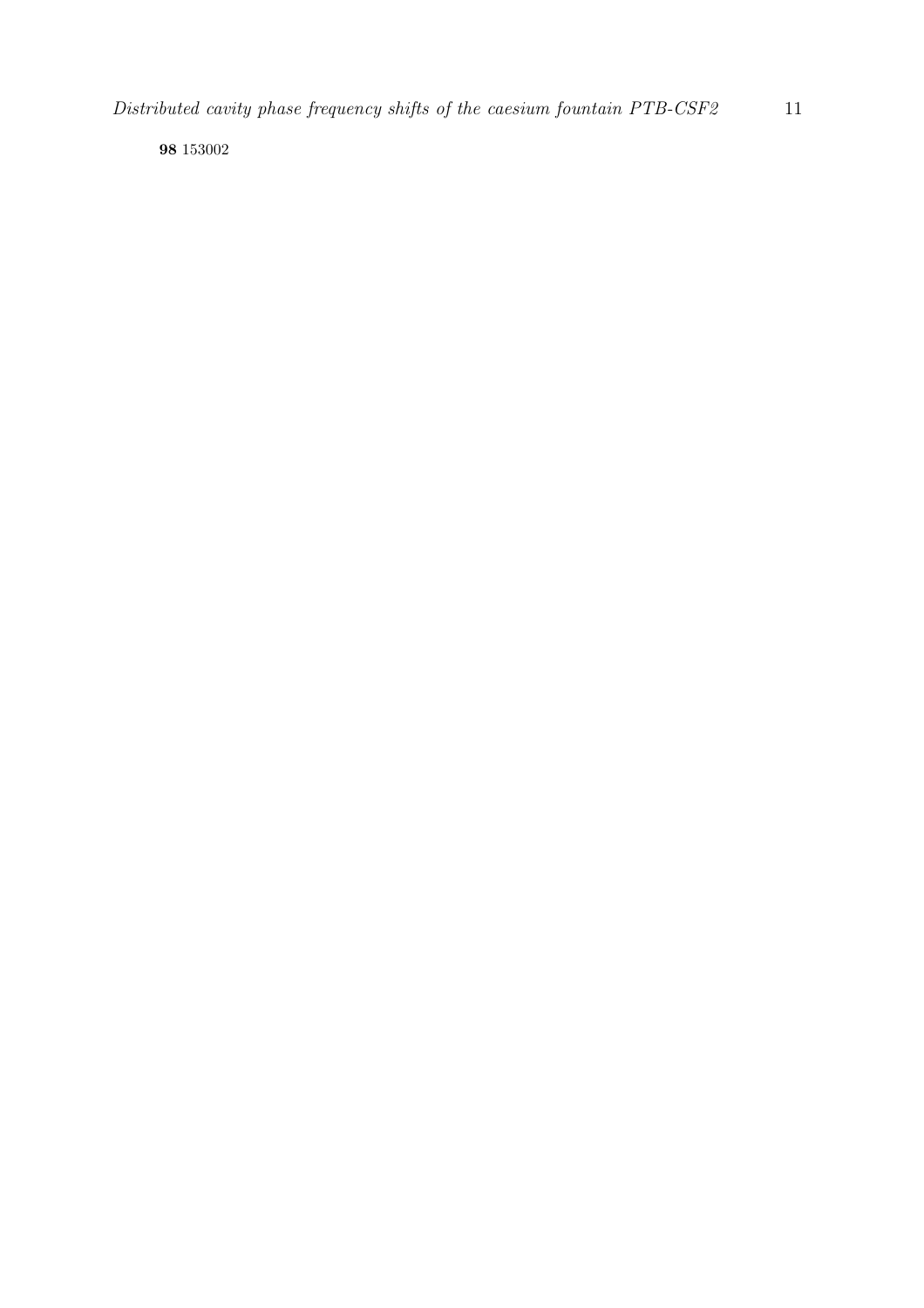**98** 153002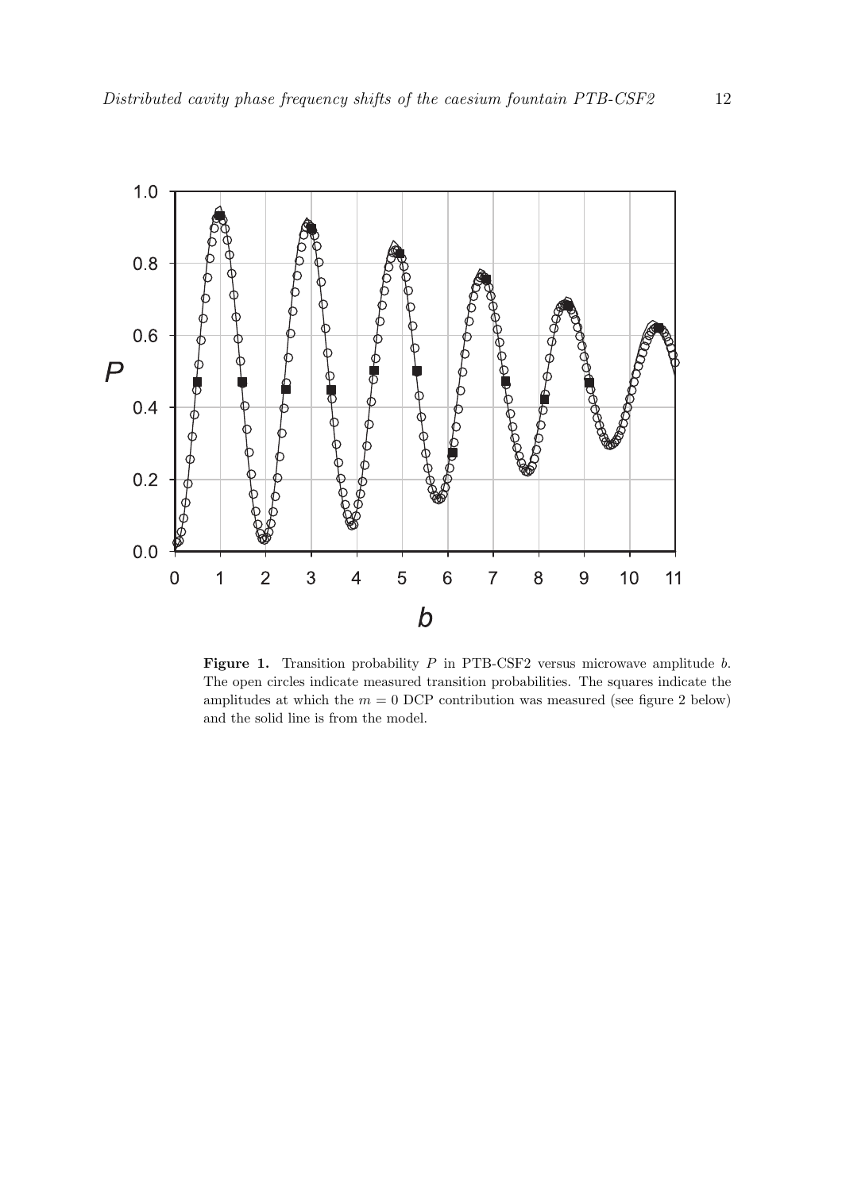**Figure 1.** Transition probability $P$ in PTB-CSF2 versus microwave amplitude $b$. The open circles indicate measured transition probabilities. The squares indicate the amplitudes at which the $m = 0$ DCP contribution was measured (see figure 2 below) and the solid line is from the model.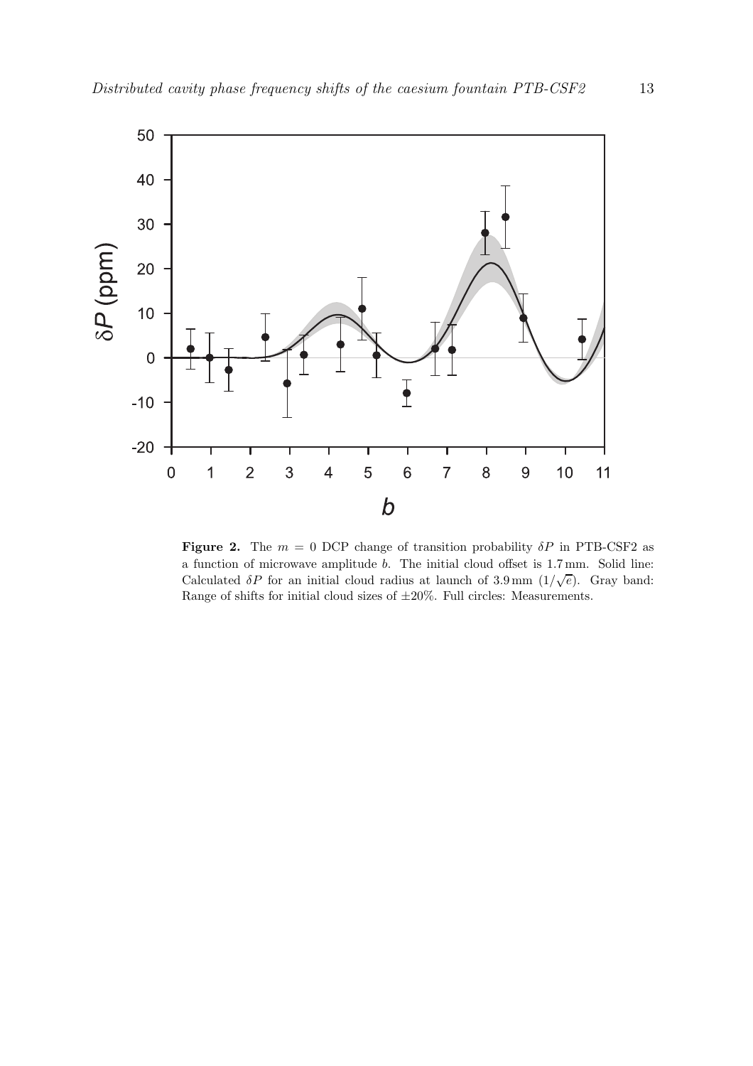**Figure 2.** The $m = 0$ DCP change of transition probability $\delta P$ in PTB-CSF2 as a function of microwave amplitude $b$. The initial cloud offset is 1.7 mm. Solid line: Calculated $\delta P$ for an initial cloud radius at launch of 3.9 mm ($1/\sqrt{e}$). Gray band: Range of shifts for initial cloud sizes of ±20%. Full circles: Measurements.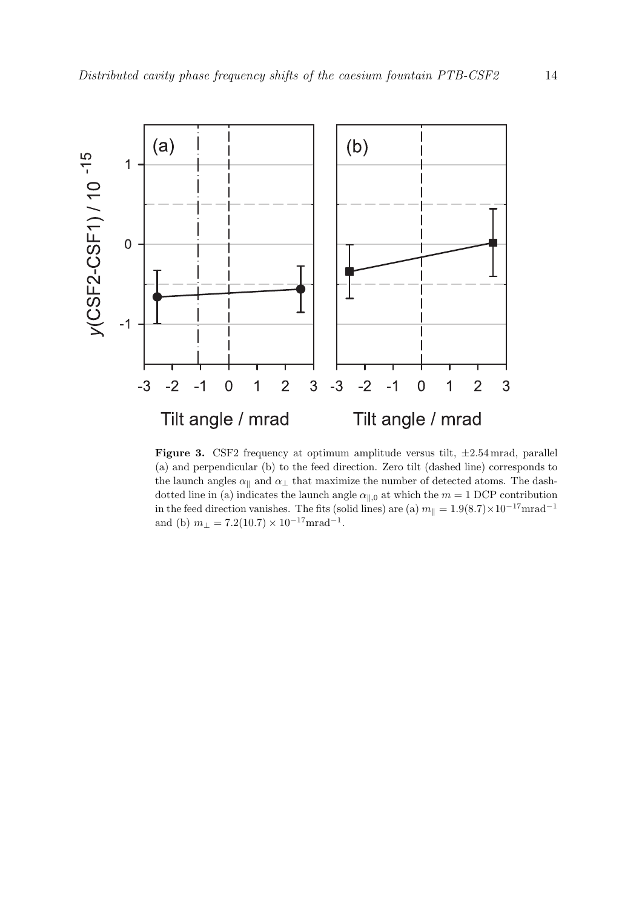**Figure 3.** CSF2 frequency at optimum amplitude versus tilt, $\pm 2.54$ mrad, parallel (a) and perpendicular (b) to the feed direction. Zero tilt (dashed line) corresponds to the launch angles $\alpha_{\parallel}$ and $\alpha_{\perp}$ that maximize the number of detected atoms. The dash-dotted line in (a) indicates the launch angle $\alpha_{\parallel,0}$ at which the $m = 1$ DCP contribution in the feed direction vanishes. The fits (solid lines) are (a) $m_{\parallel} = 1.9(8.7) \times 10^{-17} \text{mrad}^{-1}$ and (b) $m_{\perp} = 7.2(10.7) \times 10^{-17} \text{mrad}^{-1}$.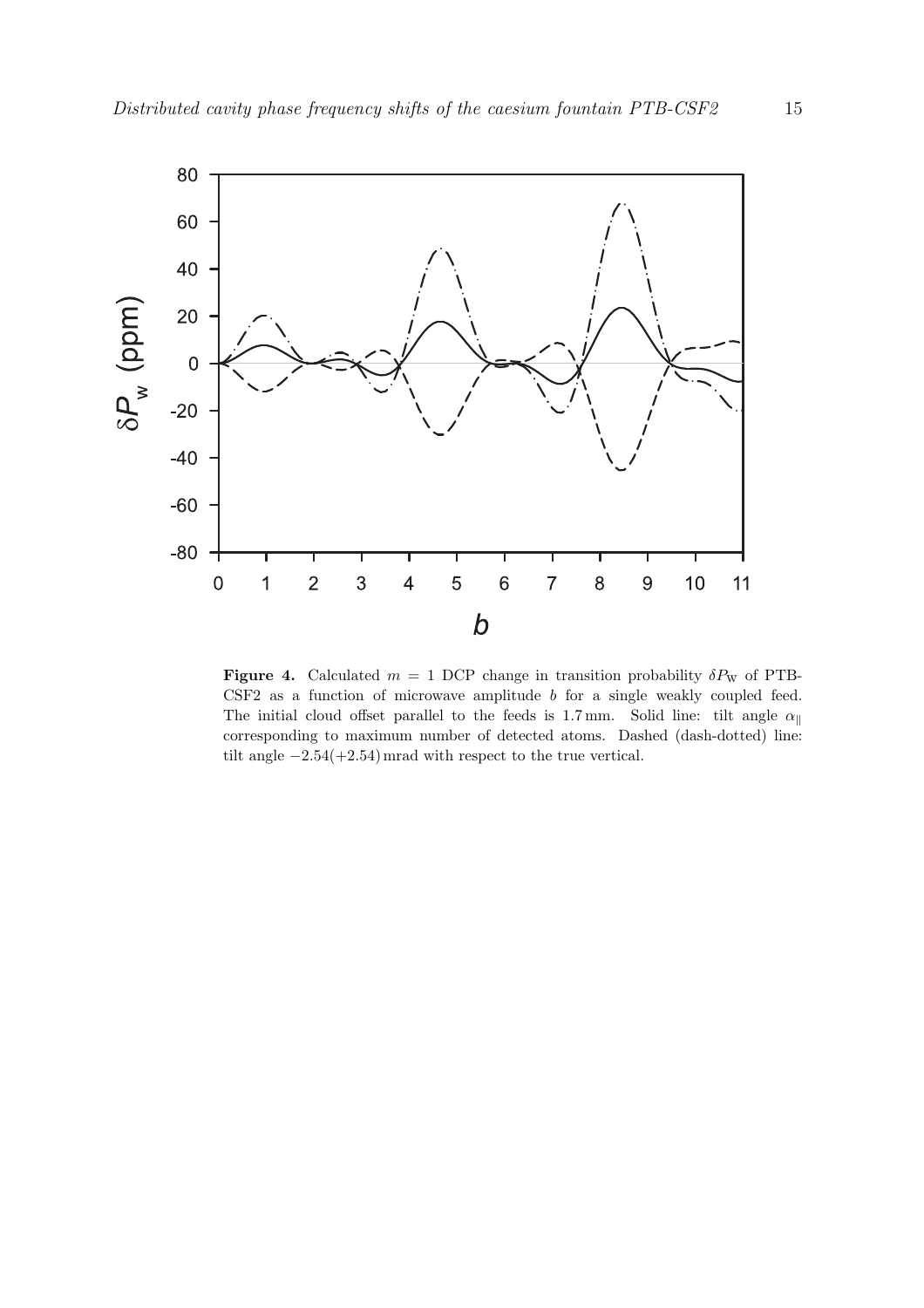**Figure 4.** Calculated $m = 1$ DCP change in transition probability $\delta P_{\mathrm{W}}$ of PTB-CSF2 as a function of microwave amplitude $b$ for a single weakly coupled feed. The initial cloud offset parallel to the feeds is 1.7 mm. Solid line: tilt angle $\alpha_{\parallel}$ corresponding to maximum number of detected atoms. Dashed (dash-dotted) line: tilt angle $-2.54(+2.54)$ mrad with respect to the true vertical.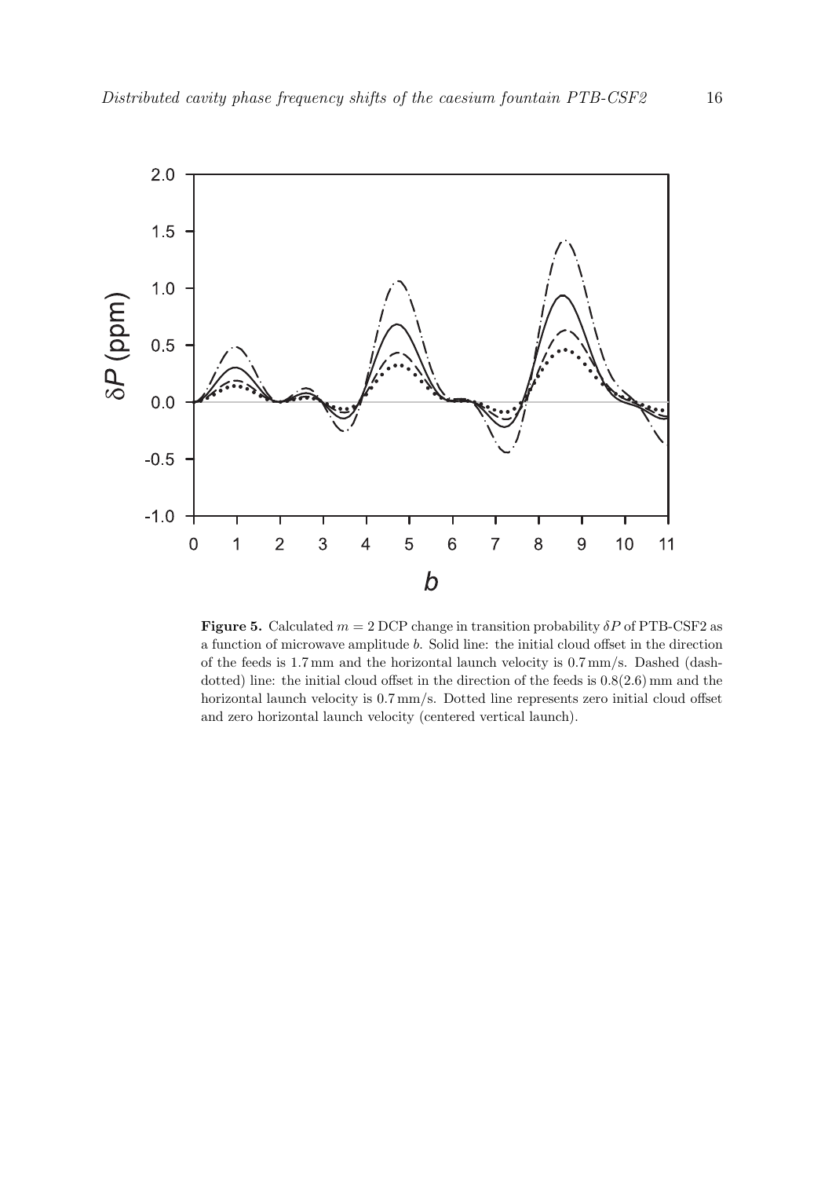2.0

1.5

1.0

0.5

0.0

-0.5

-1.0

$\delta P$ (ppm)

0 1 2 3 4 5 6 7 8 9 10 11

$b$

**Figure 5.** Calculated $m = 2$ DCP change in transition probability $\delta P$ of PTB-CSF2 as a function of microwave amplitude $b$. Solid line: the initial cloud offset in the direction of the feeds is 1.7 mm and the horizontal launch velocity is 0.7 mm/s. Dashed (dash-dotted) line: the initial cloud offset in the direction of the feeds is 0.8(2.6) mm and the horizontal launch velocity is 0.7 mm/s. Dotted line represents zero initial cloud offset and zero horizontal launch velocity (centered vertical launch).